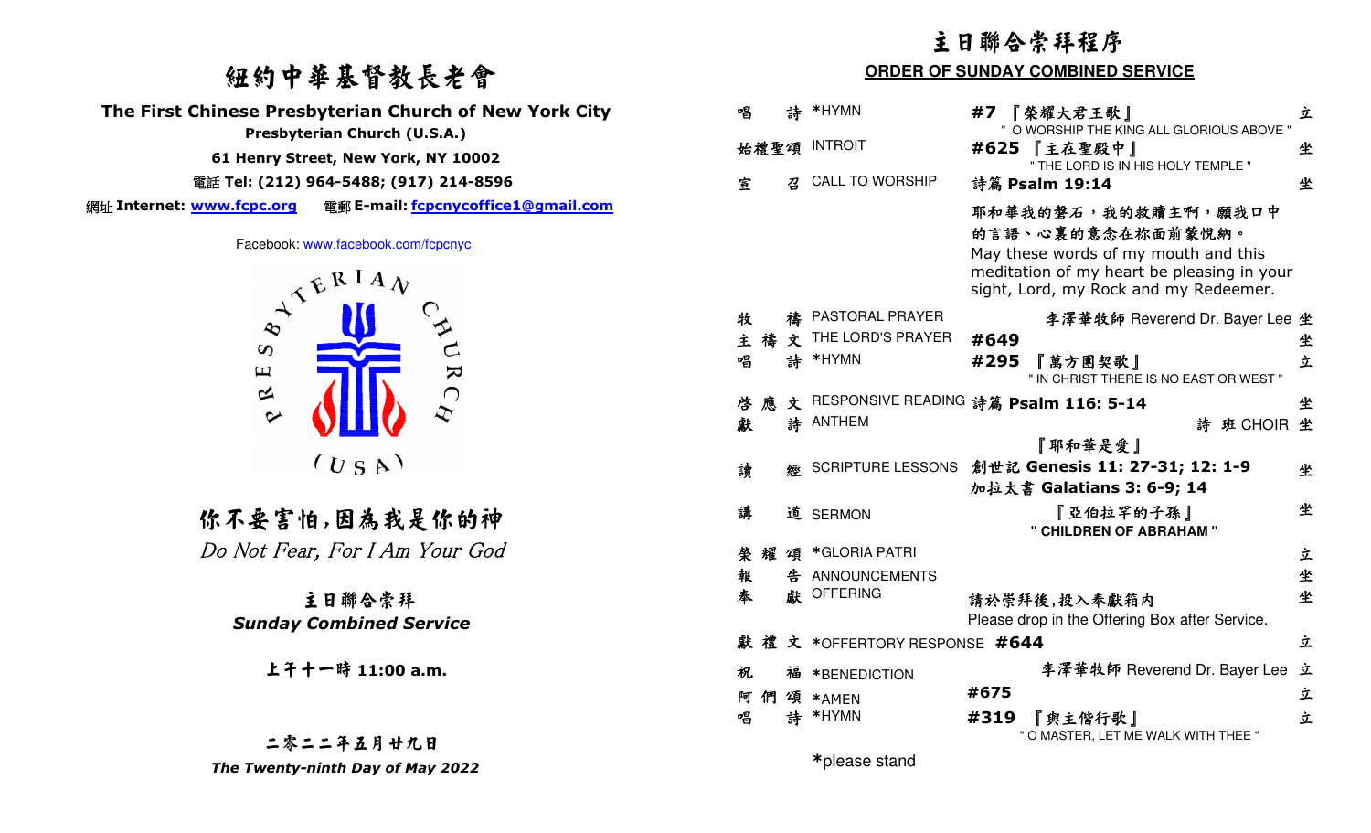# 紐約中華基督教長老會

**The First Chinese Presbyterian Church of New York City**

**Presbyterian Church (U.S.A.)**

**61 Henry Street, New York, NY 10002**

電話 **Tel: (212) 964-5488; (917) 214-8596**

網址 **Internet: www.fcpc.org** 電郵 **E-mail: fcpcnycoffice1@gmail.com**

Facebook: www.facebook.com/fcpcnyc

PRESBYTERIAN CHURCH (USA)

## 你不要害怕,因為我是你的神

*Do Not Fear, For I Am Your God*

### 主日聯合崇拜

***Sunday Combined Service***

**上午十一時 11:00 a.m.**

**二零二二年五月廿九日**

***The Twenty-ninth Day of May 2022***

# 主日聯合崇拜程序

## ORDER OF SUNDAY COMBINED SERVICE

| | | | |
|---|---|---|---|
| 唱詩 | *HYMN | **#7** 『榮耀大君王歌』 " O WORSHIP THE KING ALL GLORIOUS ABOVE " | 立 |
| 始禮聖頌 | INTROIT | **#625** 『主在聖殿中』 " THE LORD IS IN HIS HOLY TEMPLE " | 坐 |
| 宣召 | CALL TO WORSHIP | 詩篇 **Psalm 19:14** 耶和華我的磐石,我的救贖主啊,願我口中的言語、心裏的意念在祢面前蒙悅納。 May these words of my mouth and this meditation of my heart be pleasing in your sight, Lord, my Rock and my Redeemer. | 坐 |
| 牧禱 | PASTORAL PRAYER | 李澤華牧師 Reverend Dr. Bayer Lee | 坐 |
| 主禱文 | THE LORD'S PRAYER | **#649** | 坐 |
| 唱詩 | *HYMN | **#295** 『萬方團契歌』 " IN CHRIST THERE IS NO EAST OR WEST " | 立 |
| 啓應文 | RESPONSIVE READING | 詩篇 **Psalm 116: 5-14** | 坐 |
| 獻詩 | ANTHEM | 詩班 CHOIR 『耶和華是愛』 | 坐 |
| 讀經 | SCRIPTURE LESSONS | 創世記 **Genesis 11: 27-31; 12: 1-9** 加拉太書 **Galatians 3: 6-9; 14** | 坐 |
| 講道 | SERMON | 『亞伯拉罕的子孫』 **" CHILDREN OF ABRAHAM "** | 坐 |
| 榮耀頌 | *GLORIA PATRI | | 立 |
| 報告 | ANNOUNCEMENTS | | 坐 |
| 奉獻 | OFFERING | 請於崇拜後,投入奉獻箱内 Please drop in the Offering Box after Service. | 坐 |
| 獻禮文 | *OFFERTORY RESPONSE | **#644** | 立 |
| 祝福 | *BENEDICTION | 李澤華牧師 Reverend Dr. Bayer Lee | 立 |
| 阿們頌 | *AMEN | **#675** | 立 |
| 唱詩 | *HYMN | **#319** 『與主偕行歌』 " O MASTER, LET ME WALK WITH THEE " | 立 |

*please stand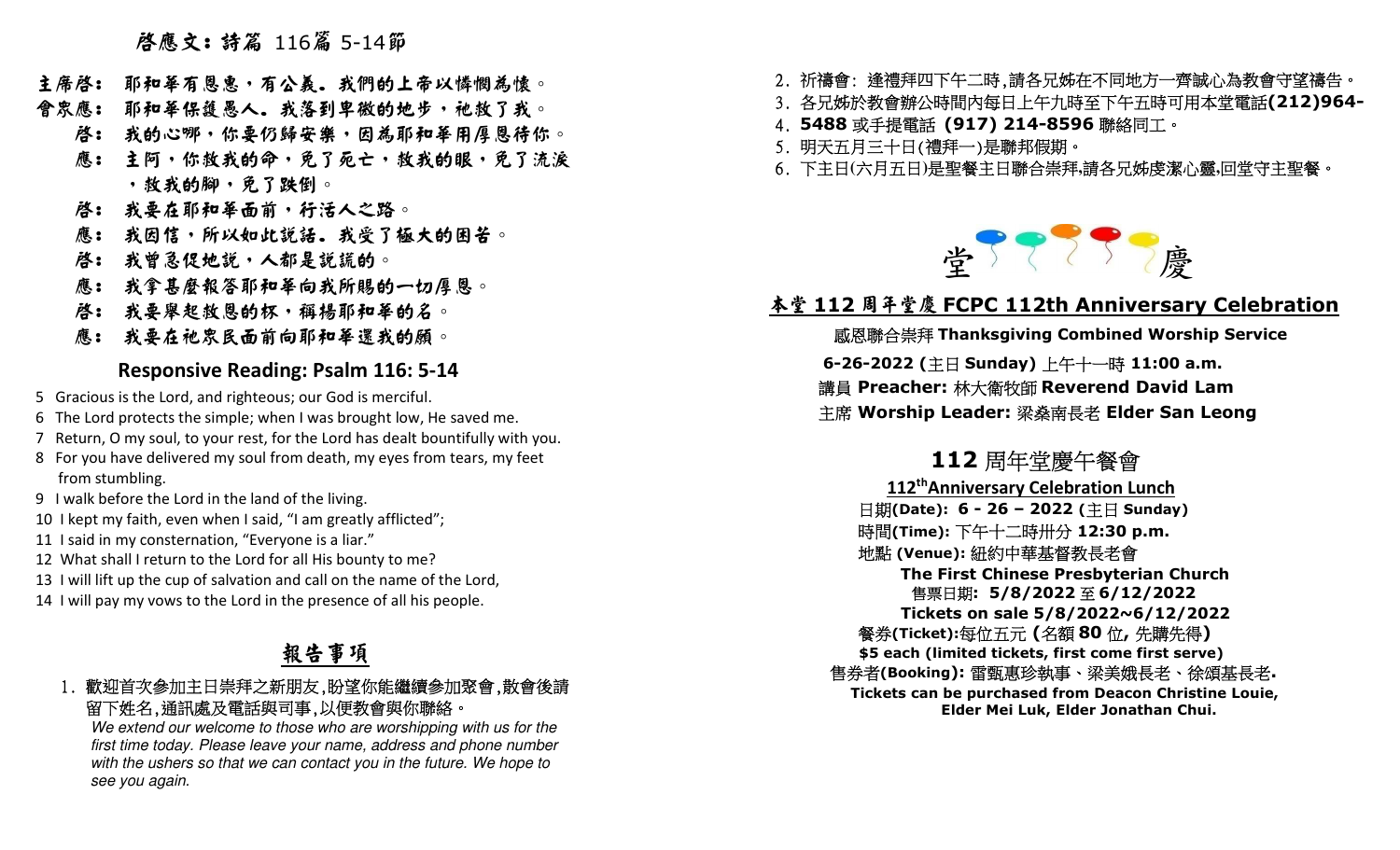## 啟應文：詩篇 116篇 5-14節

主席啟： 耶和華有恩惠，有公義。我們的上帝以憐憫為懷。

會眾應： 耶和華保護愚人。我落到卑微的地步，祂救了我。

啟： 我的心哪，你要仍歸安樂，因為耶和華用厚恩待你。

應： 主阿，你救我的命，免了死亡，救我的眼，免了流淚，救我的腳，免了跌倒。

啟： 我要在耶和華面前，行活人之路。

應： 我因信，所以如此說話。我受了極大的困苦。

啟： 我曾急促地說，人都是說謊的。

應： 我拿甚麼報答耶和華向我所賜的一切厚恩。

啟： 我要舉起救恩的杯，稱揚耶和華的名。

應： 我要在祂眾民面前向耶和華還我的願。

### Responsive Reading: Psalm 116: 5-14

5 Gracious is the Lord, and righteous; our God is merciful.
6 The Lord protects the simple; when I was brought low, He saved me.
7 Return, O my soul, to your rest, for the Lord has dealt bountifully with you.
8 For you have delivered my soul from death, my eyes from tears, my feet from stumbling.
9 I walk before the Lord in the land of the living.
10 I kept my faith, even when I said, "I am greatly afflicted";
11 I said in my consternation, "Everyone is a liar."
12 What shall I return to the Lord for all His bounty to me?
13 I will lift up the cup of salvation and call on the name of the Lord,
14 I will pay my vows to the Lord in the presence of all his people.

## 報告事項

1. 歡迎首次參加主日崇拜之新朋友,盼望你能繼續參加聚會,散會後請留下姓名,通訊處及電話與司事,以便教會與你聯絡。
   *We extend our welcome to those who are worshipping with us for the first time today. Please leave your name, address and phone number with the ushers so that we can contact you in the future. We hope to see you again.*
2. 祈禱會: 逢禮拜四下午二時,請各兄姊在不同地方一齊誠心為教會守望禱告。
3. 各兄姊於教會辦公時間內每日上午九時至下午五時可用本堂電話**(212)964-5488** 或手提電話 **(917) 214-8596** 聯絡同工。
4. 
5. 明天五月三十日(禮拜一)是聯邦假期。
6. 下主日(六月五日)是聖餐主日聯合崇拜,請各兄姊虔潔心靈,回堂守主聖餐。

堂 慶

## 本堂 112 周年堂慶 FCPC 112th Anniversary Celebration

感恩聯合崇拜 **Thanksgiving Combined Worship Service**

**6-26-2022 (**主日 **Sunday)** 上午十一時 **11:00 a.m.**

講員 **Preacher:** 林大衛牧師 **Reverend David Lam**

主席 **Worship Leader:** 梁燊南長老 **Elder San Leong**

## 112 周年堂慶午餐會

**112th Anniversary Celebration Lunch**

日期**(Date): 6 - 26 – 2022 (**主日 **Sunday)**

時間**(Time):** 下午十二時卅分 **12:30 p.m.**

地點 **(Venue):** 紐約中華基督教長老會 **The First Chinese Presbyterian Church**

售票日期**: 5/8/2022** 至 **6/12/2022**

**Tickets on sale 5/8/2022~6/12/2022**

餐券**(Ticket):**每位五元 **(**名額 **80** 位**,** 先購先得**)**

**$5 each (limited tickets, first come first serve)**

售券者**(Booking):** 雷甄惠珍執事、梁美娥長老、徐頌基長老**.**

**Tickets can be purchased from Deacon Christine Louie, Elder Mei Luk, Elder Jonathan Chui.**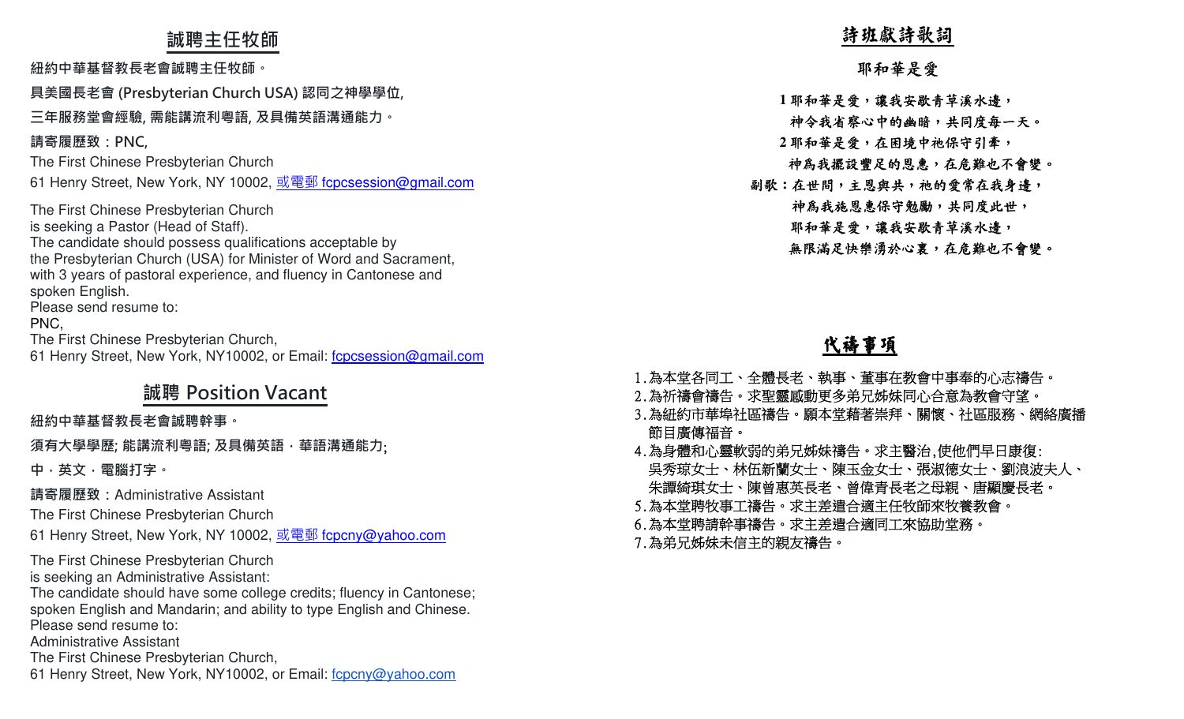## 誠聘主任牧師

**紐約中華基督教長老會誠聘主任牧師。**

**具美國長老會 (Presbyterian Church USA) 認同之神學學位,**

**三年服務堂會經驗, 需能講流利粵語, 及具備英語溝通能力。**

**請寄履歷致：PNC,**

The First Chinese Presbyterian Church

61 Henry Street, New York, NY 10002, 或電郵 fcpcsession@gmail.com

The First Chinese Presbyterian Church
is seeking a Pastor (Head of Staff).
The candidate should possess qualifications acceptable by
the Presbyterian Church (USA) for Minister of Word and Sacrament,
with 3 years of pastoral experience, and fluency in Cantonese and
spoken English.
Please send resume to:
PNC,
The First Chinese Presbyterian Church,
61 Henry Street, New York, NY10002, or Email: fcpcsession@gmail.com

## 誠聘 Position Vacant

**紐約中華基督教長老會誠聘幹事。**

**須有大學學歷; 能講流利粵語; 及具備英語．華語溝通能力;**

**中．英文．電腦打字。**

**請寄履歷致：**Administrative Assistant

The First Chinese Presbyterian Church

61 Henry Street, New York, NY 10002, 或電郵 fcpcny@yahoo.com

The First Chinese Presbyterian Church
is seeking an Administrative Assistant:
The candidate should have some college credits; fluency in Cantonese;
spoken English and Mandarin; and ability to type English and Chinese.
Please send resume to:
Administrative Assistant
The First Chinese Presbyterian Church,
61 Henry Street, New York, NY10002, or Email: fcpcny@yahoo.com

## 詩班獻詩歌詞

### 耶和華是愛

1 耶和華是愛，讓我安歇青草溪水邊，
神令我省察心中的幽暗，共同度每一天。
2 耶和華是愛，在困境中祂保守引牽，
神為我擺設豐足的恩惠，在危難也不會變。
副歌：在世間，主恩與共，祂的愛常在我身邊，
神為我施恩惠保守勉勵，共同度此世，
耶和華是愛，讓我安歇青草溪水邊，
無限滿足快樂湧於心裏，在危難也不會變。

## 代禱事項

1. 為本堂各同工、全體長老、執事、董事在教會中事奉的心志禱告。
2. 為祈禱會禱告。求聖靈感動更多弟兄姊妹同心合意為教會守望。
3. 為紐約市華埠社區禱告。願本堂藉著崇拜、關懷、社區服務、網絡廣播節目廣傳福音。
4. 為身體和心靈軟弱的弟兄姊妹禱告。求主醫治,使他們早日康復:
吳秀琼女士、林伍新蘭女士、陳玉金女士、張淑德女士、劉浪波夫人、朱譚綺琪女士、陳曾惠英長老、曾偉青長老之母親、唐顯慶長老。
5. 為本堂聘牧事工禱告。求主差遣合適主任牧師來牧養教會。
6. 為本堂聘請幹事禱告。求主差遣合適同工來協助堂務。
7. 為弟兄姊妹未信主的親友禱告。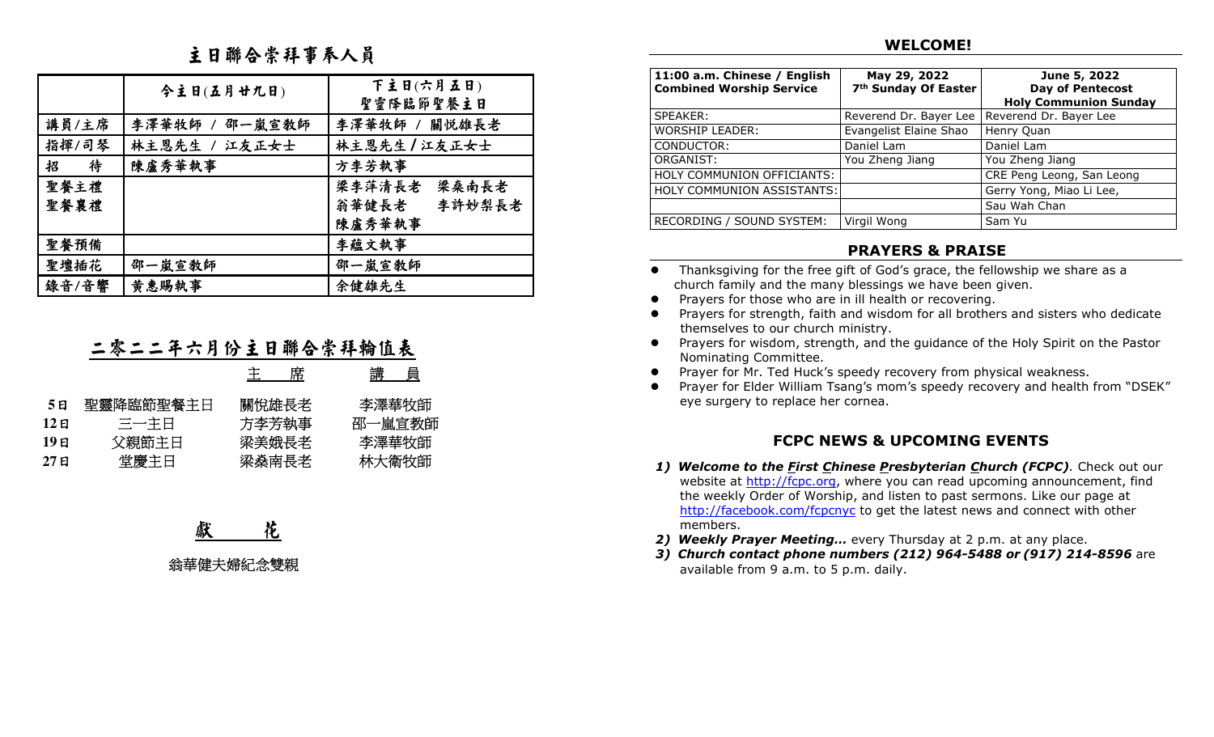# 主日聯合崇拜事奉人員

| | 今主日(五月廿九日) | 下主日(六月五日) 聖靈降臨節聖餐主日 |
|---|---|---|
| 講員/主席 | 李澤華牧師 / 邵一嵐宣教師 | 李澤華牧師 / 關悅雄長老 |
| 指揮/司琴 | 林主恩先生 / 江友正女士 | 林主恩先生 / 江友正女士 |
| 招　待 | 陳盧秀華執事 | 方李芳執事 |
| 聖餐主禮 聖餐襄禮 | | 梁李萍清長老　梁燊南長老 翁華健長老　李許妙梨長老 陳盧秀華執事 |
| 聖餐預備 | | 李蘊文執事 |
| 聖壇插花 | 邵一嵐宣教師 | 邵一嵐宣教師 |
| 錄音/音響 | 黃惠賜執事 | 余健雄先生 |

## 二零二二年六月份主日聯合崇拜輪值表

| | | 主　席 | 講　員 |
|---|---|---|---|
| 5日 | 聖靈降臨節聖餐主日 | 關悅雄長老 | 李澤華牧師 |
| 12日 | 三一主日 | 方李芳執事 | 邵一嵐宣教師 |
| 19日 | 父親節主日 | 梁美娥長老 | 李澤華牧師 |
| 27日 | 堂慶主日 | 梁燊南長老 | 林大衛牧師 |

## 獻　　花

翁華健夫婦紀念雙親

## WELCOME!

| 11:00 a.m. Chinese / English Combined Worship Service | May 29, 2022 7th Sunday Of Easter | June 5, 2022 Day of Pentecost Holy Communion Sunday |
|---|---|---|
| SPEAKER: | Reverend Dr. Bayer Lee | Reverend Dr. Bayer Lee |
| WORSHIP LEADER: | Evangelist Elaine Shao | Henry Quan |
| CONDUCTOR: | Daniel Lam | Daniel Lam |
| ORGANIST: | You Zheng Jiang | You Zheng Jiang |
| HOLY COMMUNION OFFICIANTS: | | CRE Peng Leong, San Leong |
| HOLY COMMUNION ASSISTANTS: | | Gerry Yong, Miao Li Lee, |
| | | Sau Wah Chan |
| RECORDING / SOUND SYSTEM: | Virgil Wong | Sam Yu |

## PRAYERS & PRAISE

- Thanksgiving for the free gift of God's grace, the fellowship we share as a church family and the many blessings we have been given.
- Prayers for those who are in ill health or recovering.
- Prayers for strength, faith and wisdom for all brothers and sisters who dedicate themselves to our church ministry.
- Prayers for wisdom, strength, and the guidance of the Holy Spirit on the Pastor Nominating Committee.
- Prayer for Mr. Ted Huck's speedy recovery from physical weakness.
- Prayer for Elder William Tsang's mom's speedy recovery and health from "DSEK" eye surgery to replace her cornea.

## FCPC NEWS & UPCOMING EVENTS

1) ***Welcome to the First Chinese Presbyterian Church (FCPC)***. Check out our website at http://fcpc.org, where you can read upcoming announcement, find the weekly Order of Worship, and listen to past sermons. Like our page at http://facebook.com/fcpcnyc to get the latest news and connect with other members.
2) ***Weekly Prayer Meeting…*** every Thursday at 2 p.m. at any place.
3) ***Church contact phone numbers (212) 964-5488 or (917) 214-8596*** are available from 9 a.m. to 5 p.m. daily.